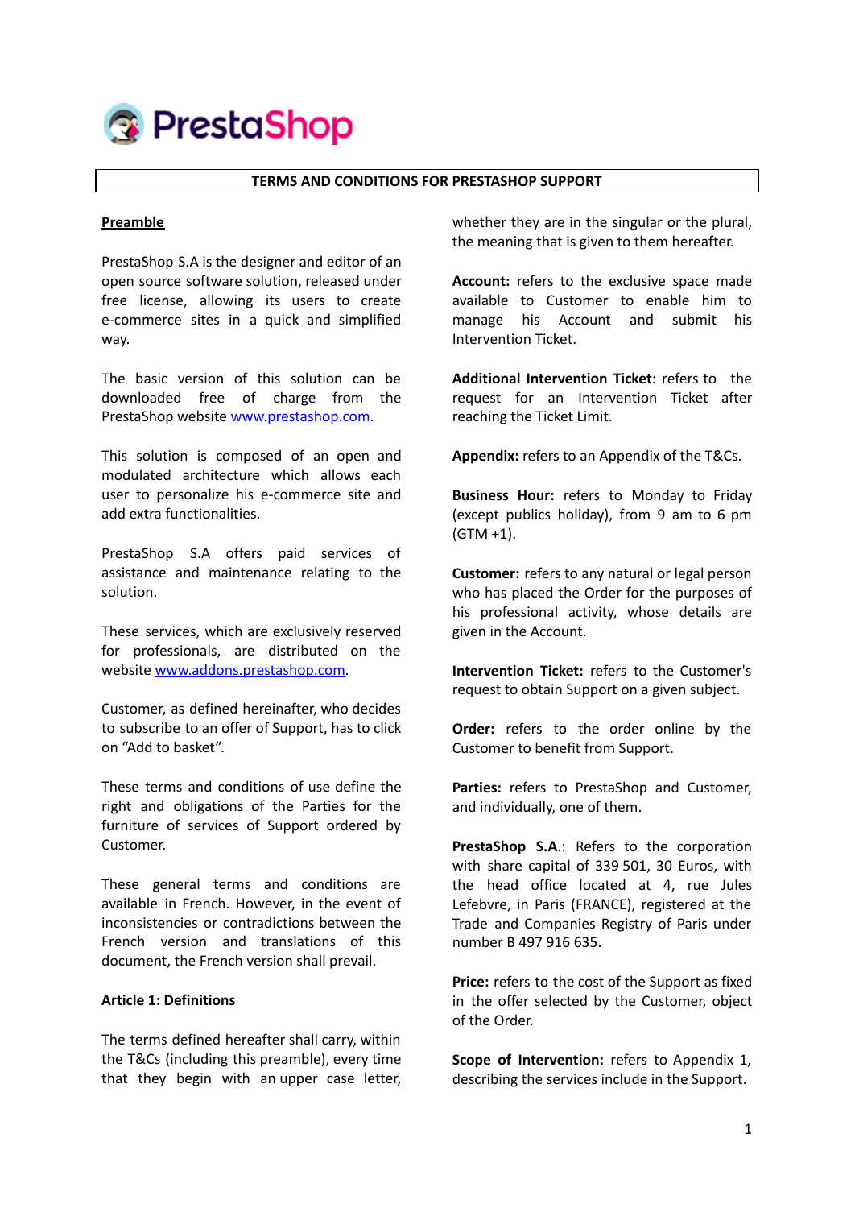PrestaShop

# TERMS AND CONDITIONS FOR PRESTASHOP SUPPORT

## Preamble

PrestaShop S.A is the designer and editor of an open source software solution, released under free license, allowing its users to create e-commerce sites in a quick and simplified way.

The basic version of this solution can be downloaded free of charge from the PrestaShop website www.prestashop.com.

This solution is composed of an open and modulated architecture which allows each user to personalize his e-commerce site and add extra functionalities.

PrestaShop S.A offers paid services of assistance and maintenance relating to the solution.

These services, which are exclusively reserved for professionals, are distributed on the website www.addons.prestashop.com.

Customer, as defined hereinafter, who decides to subscribe to an offer of Support, has to click on "Add to basket".

These terms and conditions of use define the right and obligations of the Parties for the furniture of services of Support ordered by Customer.

These general terms and conditions are available in French. However, in the event of inconsistencies or contradictions between the French version and translations of this document, the French version shall prevail.

## Article 1: Definitions

The terms defined hereafter shall carry, within the T&Cs (including this preamble), every time that they begin with an upper case letter, whether they are in the singular or the plural, the meaning that is given to them hereafter.

**Account:** refers to the exclusive space made available to Customer to enable him to manage his Account and submit his Intervention Ticket.

**Additional Intervention Ticket**: refers to the request for an Intervention Ticket after reaching the Ticket Limit.

**Appendix:** refers to an Appendix of the T&Cs.

**Business Hour:** refers to Monday to Friday (except publics holiday), from 9 am to 6 pm (GTM +1).

**Customer:** refers to any natural or legal person who has placed the Order for the purposes of his professional activity, whose details are given in the Account.

**Intervention Ticket:** refers to the Customer's request to obtain Support on a given subject.

**Order:** refers to the order online by the Customer to benefit from Support.

**Parties:** refers to PrestaShop and Customer, and individually, one of them.

**PrestaShop S.A.**: Refers to the corporation with share capital of 339 501, 30 Euros, with the head office located at 4, rue Jules Lefebvre, in Paris (FRANCE), registered at the Trade and Companies Registry of Paris under number B 497 916 635.

**Price:** refers to the cost of the Support as fixed in the offer selected by the Customer, object of the Order.

**Scope of Intervention:** refers to Appendix 1, describing the services include in the Support.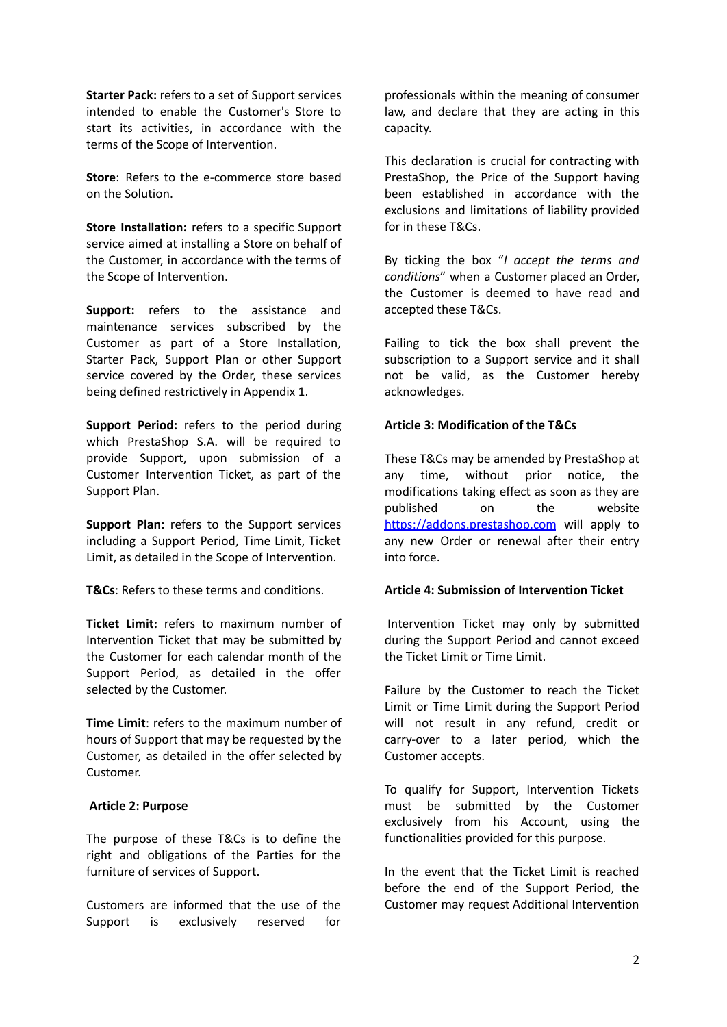**Starter Pack:** refers to a set of Support services intended to enable the Customer's Store to start its activities, in accordance with the terms of the Scope of Intervention.

**Store**: Refers to the e-commerce store based on the Solution.

**Store Installation:** refers to a specific Support service aimed at installing a Store on behalf of the Customer, in accordance with the terms of the Scope of Intervention.

**Support:** refers to the assistance and maintenance services subscribed by the Customer as part of a Store Installation, Starter Pack, Support Plan or other Support service covered by the Order, these services being defined restrictively in Appendix 1.

**Support Period:** refers to the period during which PrestaShop S.A. will be required to provide Support, upon submission of a Customer Intervention Ticket, as part of the Support Plan.

**Support Plan:** refers to the Support services including a Support Period, Time Limit, Ticket Limit, as detailed in the Scope of Intervention.

**T&Cs**: Refers to these terms and conditions.

**Ticket Limit:** refers to maximum number of Intervention Ticket that may be submitted by the Customer for each calendar month of the Support Period, as detailed in the offer selected by the Customer.

**Time Limit**: refers to the maximum number of hours of Support that may be requested by the Customer, as detailed in the offer selected by Customer.

## Article 2: Purpose

The purpose of these T&Cs is to define the right and obligations of the Parties for the furniture of services of Support.

Customers are informed that the use of the Support is exclusively reserved for professionals within the meaning of consumer law, and declare that they are acting in this capacity.

This declaration is crucial for contracting with PrestaShop, the Price of the Support having been established in accordance with the exclusions and limitations of liability provided for in these T&Cs.

By ticking the box "*I accept the terms and conditions*" when a Customer placed an Order, the Customer is deemed to have read and accepted these T&Cs.

Failing to tick the box shall prevent the subscription to a Support service and it shall not be valid, as the Customer hereby acknowledges.

## Article 3: Modification of the T&Cs

These T&Cs may be amended by PrestaShop at any time, without prior notice, the modifications taking effect as soon as they are published on the website [https://addons.prestashop.com](https://addons.prestashop.com) will apply to any new Order or renewal after their entry into force.

## Article 4: Submission of Intervention Ticket

Intervention Ticket may only by submitted during the Support Period and cannot exceed the Ticket Limit or Time Limit.

Failure by the Customer to reach the Ticket Limit or Time Limit during the Support Period will not result in any refund, credit or carry-over to a later period, which the Customer accepts.

To qualify for Support, Intervention Tickets must be submitted by the Customer exclusively from his Account, using the functionalities provided for this purpose.

In the event that the Ticket Limit is reached before the end of the Support Period, the Customer may request Additional Intervention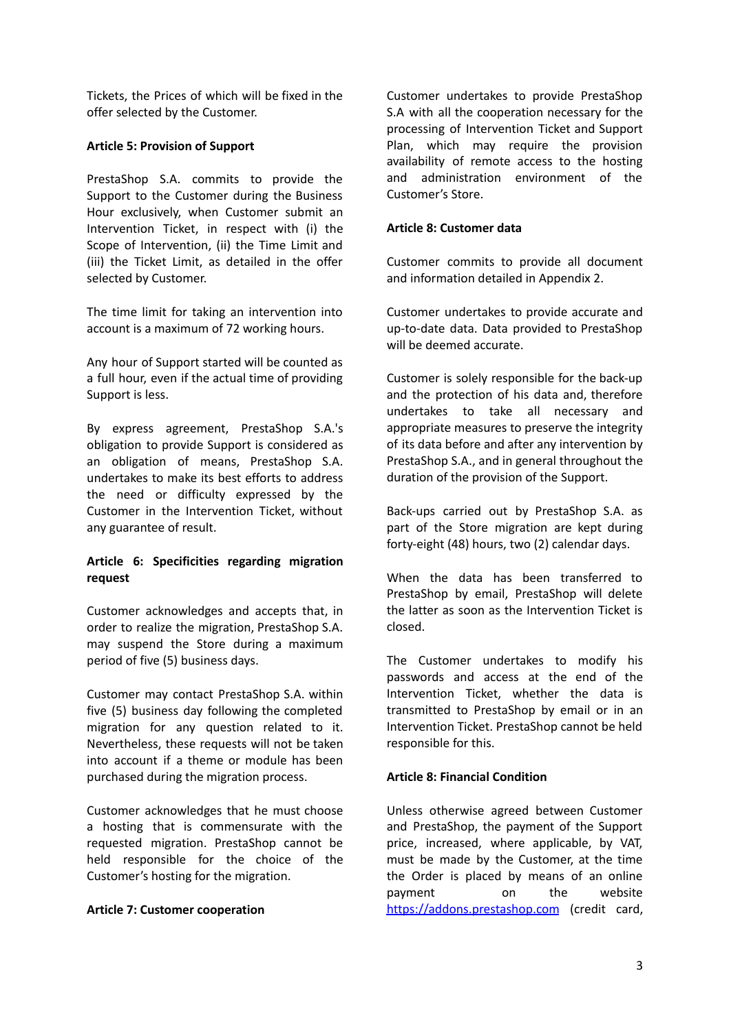Tickets, the Prices of which will be fixed in the offer selected by the Customer.

**Article 5: Provision of Support**

PrestaShop S.A. commits to provide the Support to the Customer during the Business Hour exclusively, when Customer submit an Intervention Ticket, in respect with (i) the Scope of Intervention, (ii) the Time Limit and (iii) the Ticket Limit, as detailed in the offer selected by Customer.

The time limit for taking an intervention into account is a maximum of 72 working hours.

Any hour of Support started will be counted as a full hour, even if the actual time of providing Support is less.

By express agreement, PrestaShop S.A.'s obligation to provide Support is considered as an obligation of means, PrestaShop S.A. undertakes to make its best efforts to address the need or difficulty expressed by the Customer in the Intervention Ticket, without any guarantee of result.

**Article 6: Specificities regarding migration request**

Customer acknowledges and accepts that, in order to realize the migration, PrestaShop S.A. may suspend the Store during a maximum period of five (5) business days.

Customer may contact PrestaShop S.A. within five (5) business day following the completed migration for any question related to it. Nevertheless, these requests will not be taken into account if a theme or module has been purchased during the migration process.

Customer acknowledges that he must choose a hosting that is commensurate with the requested migration. PrestaShop cannot be held responsible for the choice of the Customer's hosting for the migration.

**Article 7: Customer cooperation**

Customer undertakes to provide PrestaShop S.A with all the cooperation necessary for the processing of Intervention Ticket and Support Plan, which may require the provision availability of remote access to the hosting and administration environment of the Customer's Store.

**Article 8: Customer data**

Customer commits to provide all document and information detailed in Appendix 2.

Customer undertakes to provide accurate and up-to-date data. Data provided to PrestaShop will be deemed accurate.

Customer is solely responsible for the back-up and the protection of his data and, therefore undertakes to take all necessary and appropriate measures to preserve the integrity of its data before and after any intervention by PrestaShop S.A., and in general throughout the duration of the provision of the Support.

Back-ups carried out by PrestaShop S.A. as part of the Store migration are kept during forty-eight (48) hours, two (2) calendar days.

When the data has been transferred to PrestaShop by email, PrestaShop will delete the latter as soon as the Intervention Ticket is closed.

The Customer undertakes to modify his passwords and access at the end of the Intervention Ticket, whether the data is transmitted to PrestaShop by email or in an Intervention Ticket. PrestaShop cannot be held responsible for this.

**Article 8: Financial Condition**

Unless otherwise agreed between Customer and PrestaShop, the payment of the Support price, increased, where applicable, by VAT, must be made by the Customer, at the time the Order is placed by means of an online payment on the website https://addons.prestashop.com (credit card,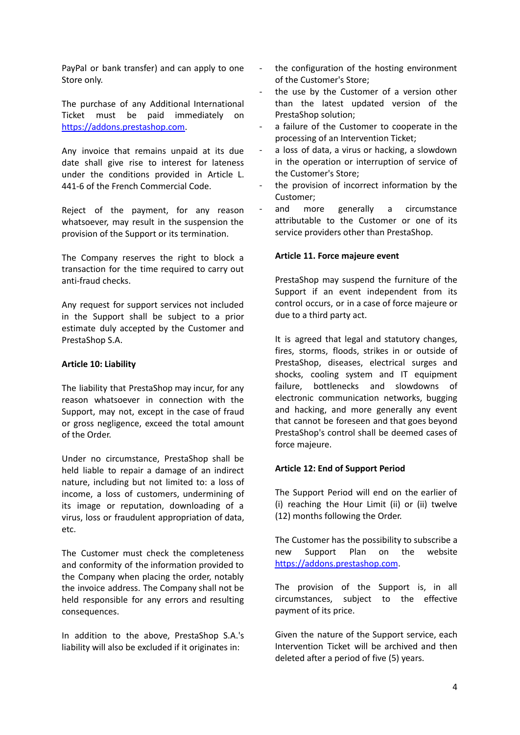PayPal or bank transfer) and can apply to one Store only.

The purchase of any Additional International Ticket must be paid immediately on [https://addons.prestashop.com](https://addons.prestashop.com).

Any invoice that remains unpaid at its due date shall give rise to interest for lateness under the conditions provided in Article L. 441-6 of the French Commercial Code.

Reject of the payment, for any reason whatsoever, may result in the suspension the provision of the Support or its termination.

The Company reserves the right to block a transaction for the time required to carry out anti-fraud checks.

Any request for support services not included in the Support shall be subject to a prior estimate duly accepted by the Customer and PrestaShop S.A.

**Article 10: Liability**

The liability that PrestaShop may incur, for any reason whatsoever in connection with the Support, may not, except in the case of fraud or gross negligence, exceed the total amount of the Order.

Under no circumstance, PrestaShop shall be held liable to repair a damage of an indirect nature, including but not limited to: a loss of income, a loss of customers, undermining of its image or reputation, downloading of a virus, loss or fraudulent appropriation of data, etc.

The Customer must check the completeness and conformity of the information provided to the Company when placing the order, notably the invoice address. The Company shall not be held responsible for any errors and resulting consequences.

In addition to the above, PrestaShop S.A.'s liability will also be excluded if it originates in:

- the configuration of the hosting environment of the Customer's Store;
- the use by the Customer of a version other than the latest updated version of the PrestaShop solution;
- a failure of the Customer to cooperate in the processing of an Intervention Ticket;
- a loss of data, a virus or hacking, a slowdown in the operation or interruption of service of the Customer's Store;
- the provision of incorrect information by the Customer;
- and more generally a circumstance attributable to the Customer or one of its service providers other than PrestaShop.

**Article 11. Force majeure event**

PrestaShop may suspend the furniture of the Support if an event independent from its control occurs, or in a case of force majeure or due to a third party act.

It is agreed that legal and statutory changes, fires, storms, floods, strikes in or outside of PrestaShop, diseases, electrical surges and shocks, coolling system and IT equipment failure, bottlenecks and slowdowns of electronic communication networks, bugging and hacking, and more generally any event that cannot be foreseen and that goes beyond PrestaShop's control shall be deemed cases of force majeure.

**Article 12: End of Support Period**

The Support Period will end on the earlier of (i) reaching the Hour Limit (ii) or (ii) twelve (12) months following the Order.

The Customer has the possibility to subscribe a new Support Plan on the website [https://addons.prestashop.com](https://addons.prestashop.com).

The provision of the Support is, in all circumstances, subject to the effective payment of its price.

Given the nature of the Support service, each Intervention Ticket will be archived and then deleted after a period of five (5) years.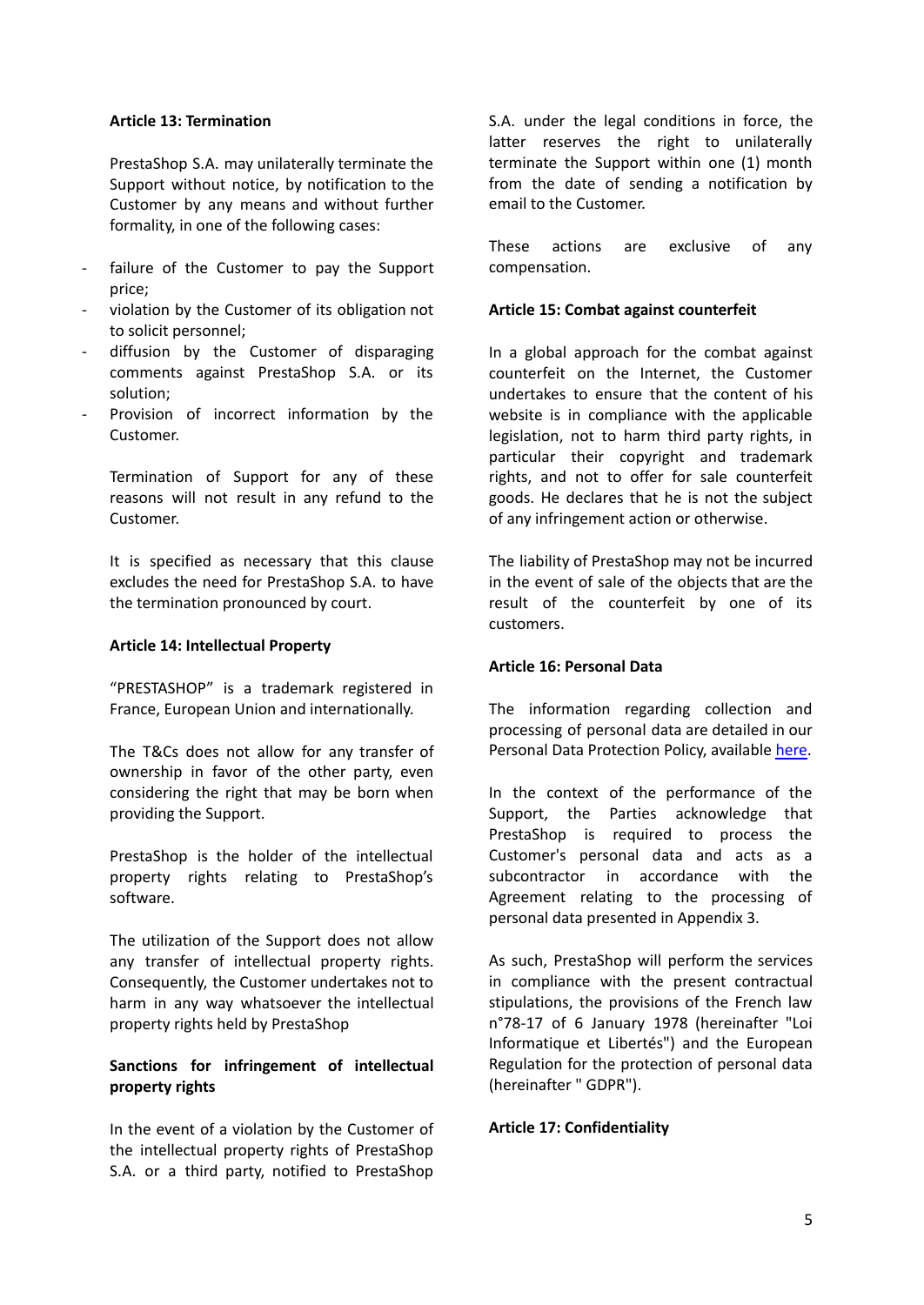### Article 13: Termination

PrestaShop S.A. may unilaterally terminate the Support without notice, by notification to the Customer by any means and without further formality, in one of the following cases:

- failure of the Customer to pay the Support price;
- violation by the Customer of its obligation not to solicit personnel;
- diffusion by the Customer of disparaging comments against PrestaShop S.A. or its solution;
- Provision of incorrect information by the Customer.

Termination of Support for any of these reasons will not result in any refund to the Customer.

It is specified as necessary that this clause excludes the need for PrestaShop S.A. to have the termination pronounced by court.

### Article 14: Intellectual Property

"PRESTASHOP" is a trademark registered in France, European Union and internationally.

The T&Cs does not allow for any transfer of ownership in favor of the other party, even considering the right that may be born when providing the Support.

PrestaShop is the holder of the intellectual property rights relating to PrestaShop's software.

The utilization of the Support does not allow any transfer of intellectual property rights. Consequently, the Customer undertakes not to harm in any way whatsoever the intellectual property rights held by PrestaShop

#### Sanctions for infringement of intellectual property rights

In the event of a violation by the Customer of the intellectual property rights of PrestaShop S.A. or a third party, notified to PrestaShop S.A. under the legal conditions in force, the latter reserves the right to unilaterally terminate the Support within one (1) month from the date of sending a notification by email to the Customer.

These actions are exclusive of any compensation.

### Article 15: Combat against counterfeit

In a global approach for the combat against counterfeit on the Internet, the Customer undertakes to ensure that the content of his website is in compliance with the applicable legislation, not to harm third party rights, in particular their copyright and trademark rights, and not to offer for sale counterfeit goods. He declares that he is not the subject of any infringement action or otherwise.

The liability of PrestaShop may not be incurred in the event of sale of the objects that are the result of the counterfeit by one of its customers.

### Article 16: Personal Data

The information regarding collection and processing of personal data are detailed in our Personal Data Protection Policy, available here.

In the context of the performance of the Support, the Parties acknowledge that PrestaShop is required to process the Customer's personal data and acts as a subcontractor in accordance with the Agreement relating to the processing of personal data presented in Appendix 3.

As such, PrestaShop will perform the services in compliance with the present contractual stipulations, the provisions of the French law n°78-17 of 6 January 1978 (hereinafter "Loi Informatique et Libertés") and the European Regulation for the protection of personal data (hereinafter " GDPR").

### Article 17: Confidentiality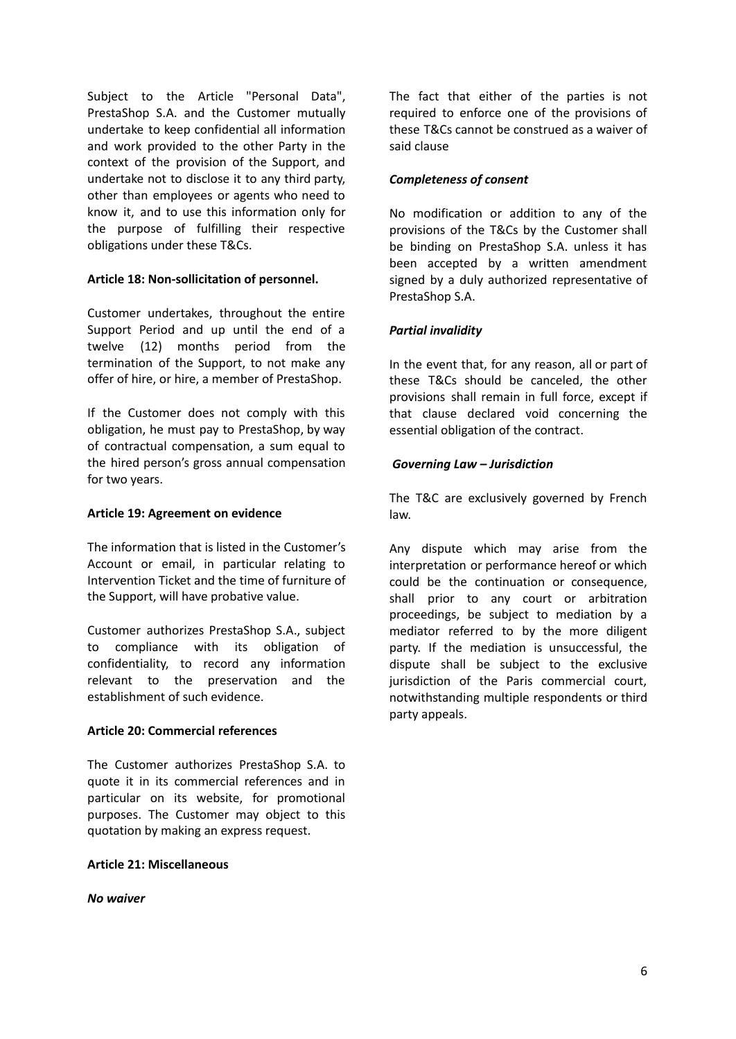Subject to the Article "Personal Data", PrestaShop S.A. and the Customer mutually undertake to keep confidential all information and work provided to the other Party in the context of the provision of the Support, and undertake not to disclose it to any third party, other than employees or agents who need to know it, and to use this information only for the purpose of fulfilling their respective obligations under these T&Cs.

**Article 18: Non-sollicitation of personnel.**

Customer undertakes, throughout the entire Support Period and up until the end of a twelve (12) months period from the termination of the Support, to not make any offer of hire, or hire, a member of PrestaShop.

If the Customer does not comply with this obligation, he must pay to PrestaShop, by way of contractual compensation, a sum equal to the hired person's gross annual compensation for two years.

**Article 19: Agreement on evidence**

The information that is listed in the Customer's Account or email, in particular relating to Intervention Ticket and the time of furniture of the Support, will have probative value.

Customer authorizes PrestaShop S.A., subject to compliance with its obligation of confidentiality, to record any information relevant to the preservation and the establishment of such evidence.

**Article 20: Commercial references**

The Customer authorizes PrestaShop S.A. to quote it in its commercial references and in particular on its website, for promotional purposes. The Customer may object to this quotation by making an express request.

**Article 21: Miscellaneous**

***No waiver***

The fact that either of the parties is not required to enforce one of the provisions of these T&Cs cannot be construed as a waiver of said clause

***Completeness of consent***

No modification or addition to any of the provisions of the T&Cs by the Customer shall be binding on PrestaShop S.A. unless it has been accepted by a written amendment signed by a duly authorized representative of PrestaShop S.A.

***Partial invalidity***

In the event that, for any reason, all or part of these T&Cs should be canceled, the other provisions shall remain in full force, except if that clause declared void concerning the essential obligation of the contract.

***Governing Law – Jurisdiction***

The T&C are exclusively governed by French law.

Any dispute which may arise from the interpretation or performance hereof or which could be the continuation or consequence, shall prior to any court or arbitration proceedings, be subject to mediation by a mediator referred to by the more diligent party. If the mediation is unsuccessful, the dispute shall be subject to the exclusive jurisdiction of the Paris commercial court, notwithstanding multiple respondents or third party appeals.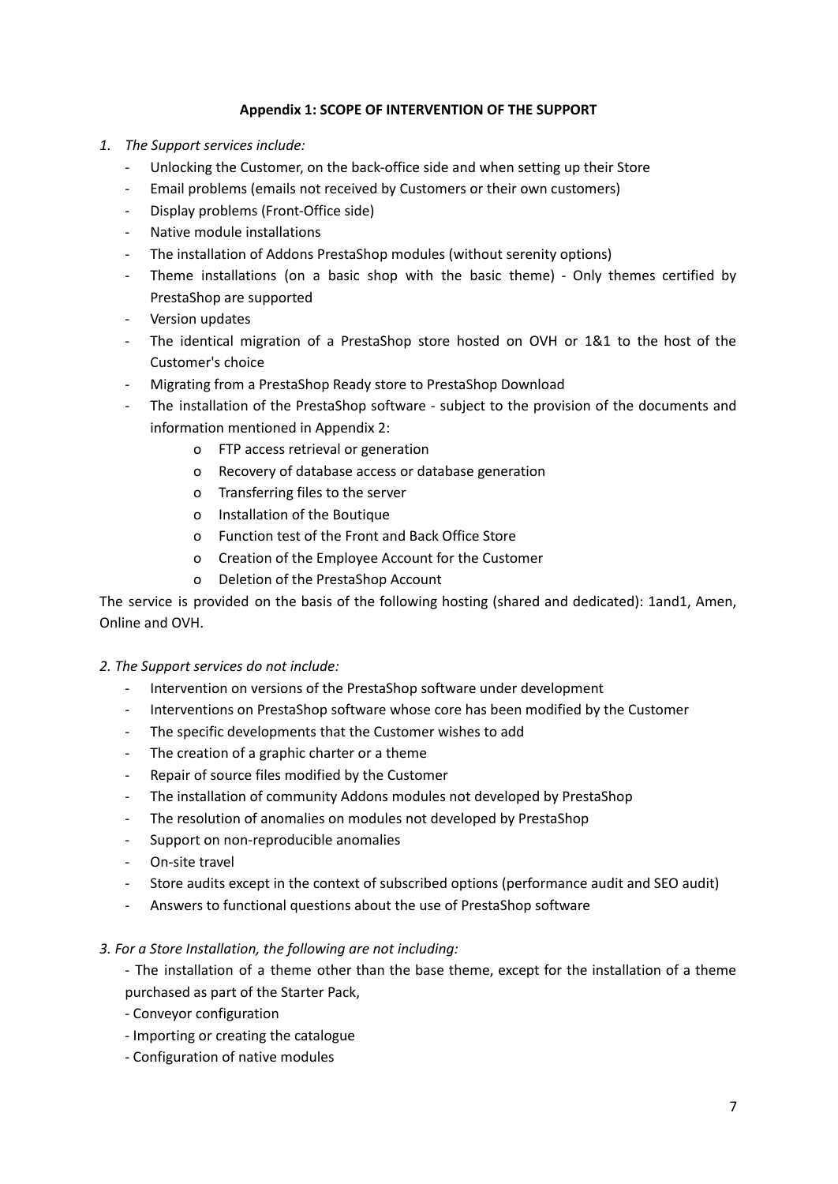**Appendix 1: SCOPE OF INTERVENTION OF THE SUPPORT**

1. *The Support services include:*
   - Unlocking the Customer, on the back-office side and when setting up their Store
   - Email problems (emails not received by Customers or their own customers)
   - Display problems (Front-Office side)
   - Native module installations
   - The installation of Addons PrestaShop modules (without serenity options)
   - Theme installations (on a basic shop with the basic theme) - Only themes certified by PrestaShop are supported
   - Version updates
   - The identical migration of a PrestaShop store hosted on OVH or 1&1 to the host of the Customer's choice
   - Migrating from a PrestaShop Ready store to PrestaShop Download
   - The installation of the PrestaShop software - subject to the provision of the documents and information mentioned in Appendix 2:
     - FTP access retrieval or generation
     - Recovery of database access or database generation
     - Transferring files to the server
     - Installation of the Boutique
     - Function test of the Front and Back Office Store
     - Creation of the Employee Account for the Customer
     - Deletion of the PrestaShop Account

The service is provided on the basis of the following hosting (shared and dedicated): 1and1, Amen, Online and OVH.

*2. The Support services do not include:*

- Intervention on versions of the PrestaShop software under development
- Interventions on PrestaShop software whose core has been modified by the Customer
- The specific developments that the Customer wishes to add
- The creation of a graphic charter or a theme
- Repair of source files modified by the Customer
- The installation of community Addons modules not developed by PrestaShop
- The resolution of anomalies on modules not developed by PrestaShop
- Support on non-reproducible anomalies
- On-site travel
- Store audits except in the context of subscribed options (performance audit and SEO audit)
- Answers to functional questions about the use of PrestaShop software

*3. For a Store Installation, the following are not including:*

- The installation of a theme other than the base theme, except for the installation of a theme purchased as part of the Starter Pack,
- Conveyor configuration
- Importing or creating the catalogue
- Configuration of native modules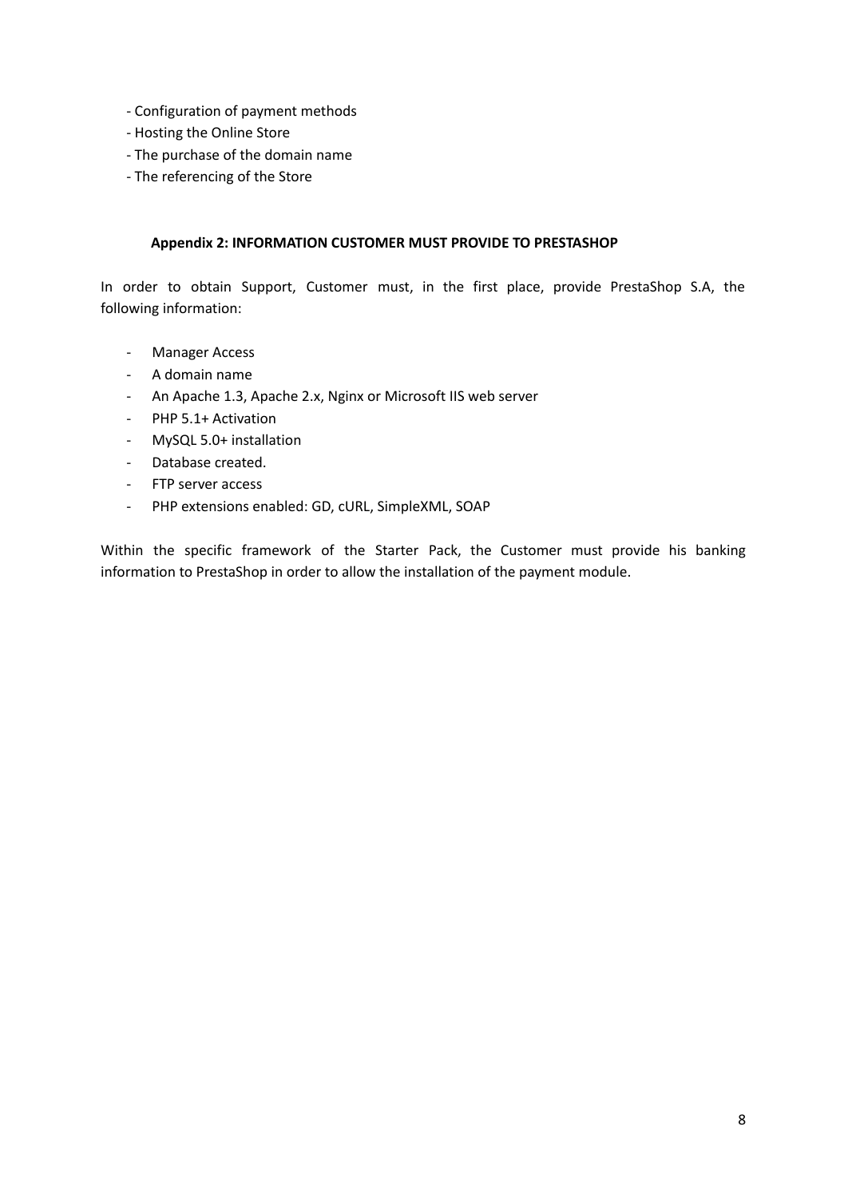- Configuration of payment methods
- Hosting the Online Store
- The purchase of the domain name
- The referencing of the Store

### Appendix 2: INFORMATION CUSTOMER MUST PROVIDE TO PRESTASHOP

In order to obtain Support, Customer must, in the first place, provide PrestaShop S.A, the following information:

- Manager Access
- A domain name
- An Apache 1.3, Apache 2.x, Nginx or Microsoft IIS web server
- PHP 5.1+ Activation
- MySQL 5.0+ installation
- Database created.
- FTP server access
- PHP extensions enabled: GD, cURL, SimpleXML, SOAP

Within the specific framework of the Starter Pack, the Customer must provide his banking information to PrestaShop in order to allow the installation of the payment module.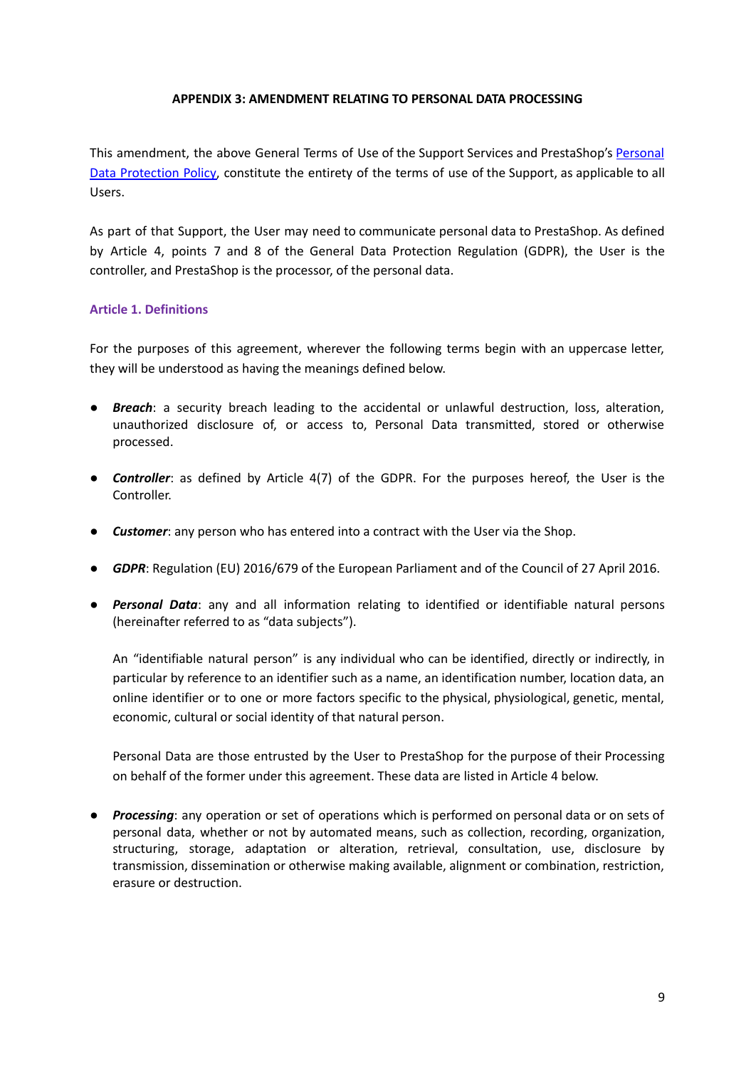# APPENDIX 3: AMENDMENT RELATING TO PERSONAL DATA PROCESSING

This amendment, the above General Terms of Use of the Support Services and PrestaShop's [Personal Data Protection Policy](), constitute the entirety of the terms of use of the Support, as applicable to all Users.

As part of that Support, the User may need to communicate personal data to PrestaShop. As defined by Article 4, points 7 and 8 of the General Data Protection Regulation (GDPR), the User is the controller, and PrestaShop is the processor, of the personal data.

## Article 1. Definitions

For the purposes of this agreement, wherever the following terms begin with an uppercase letter, they will be understood as having the meanings defined below.

- ***Breach***: a security breach leading to the accidental or unlawful destruction, loss, alteration, unauthorized disclosure of, or access to, Personal Data transmitted, stored or otherwise processed.

- ***Controller***: as defined by Article 4(7) of the GDPR. For the purposes hereof, the User is the Controller.

- ***Customer***: any person who has entered into a contract with the User via the Shop.

- ***GDPR***: Regulation (EU) 2016/679 of the European Parliament and of the Council of 27 April 2016.

- ***Personal Data***: any and all information relating to identified or identifiable natural persons (hereinafter referred to as "data subjects").

  An "identifiable natural person" is any individual who can be identified, directly or indirectly, in particular by reference to an identifier such as a name, an identification number, location data, an online identifier or to one or more factors specific to the physical, physiological, genetic, mental, economic, cultural or social identity of that natural person.

  Personal Data are those entrusted by the User to PrestaShop for the purpose of their Processing on behalf of the former under this agreement. These data are listed in Article 4 below.

- ***Processing***: any operation or set of operations which is performed on personal data or on sets of personal data, whether or not by automated means, such as collection, recording, organization, structuring, storage, adaptation or alteration, retrieval, consultation, use, disclosure by transmission, dissemination or otherwise making available, alignment or combination, restriction, erasure or destruction.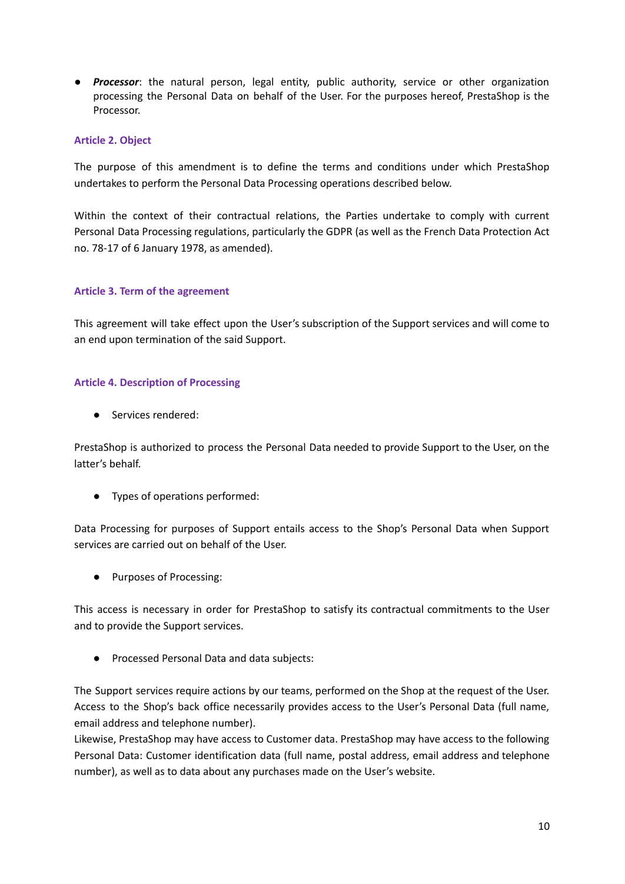- ***Processor***: the natural person, legal entity, public authority, service or other organization processing the Personal Data on behalf of the User. For the purposes hereof, PrestaShop is the Processor.

### Article 2. Object

The purpose of this amendment is to define the terms and conditions under which PrestaShop undertakes to perform the Personal Data Processing operations described below.

Within the context of their contractual relations, the Parties undertake to comply with current Personal Data Processing regulations, particularly the GDPR (as well as the French Data Protection Act no. 78-17 of 6 January 1978, as amended).

### Article 3. Term of the agreement

This agreement will take effect upon the User's subscription of the Support services and will come to an end upon termination of the said Support.

### Article 4. Description of Processing

- Services rendered:

PrestaShop is authorized to process the Personal Data needed to provide Support to the User, on the latter's behalf.

- Types of operations performed:

Data Processing for purposes of Support entails access to the Shop's Personal Data when Support services are carried out on behalf of the User.

- Purposes of Processing:

This access is necessary in order for PrestaShop to satisfy its contractual commitments to the User and to provide the Support services.

- Processed Personal Data and data subjects:

The Support services require actions by our teams, performed on the Shop at the request of the User. Access to the Shop's back office necessarily provides access to the User's Personal Data (full name, email address and telephone number).
Likewise, PrestaShop may have access to Customer data. PrestaShop may have access to the following Personal Data: Customer identification data (full name, postal address, email address and telephone number), as well as to data about any purchases made on the User's website.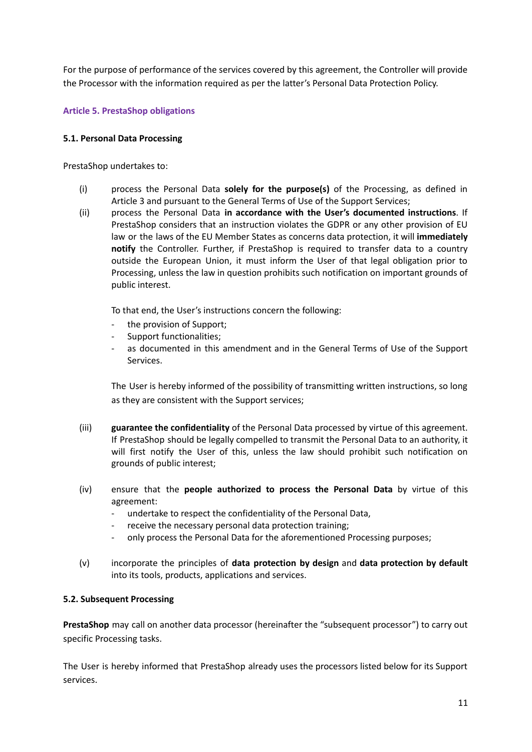For the purpose of performance of the services covered by this agreement, the Controller will provide the Processor with the information required as per the latter's Personal Data Protection Policy.

## Article 5. PrestaShop obligations

### 5.1. Personal Data Processing

PrestaShop undertakes to:

(i) process the Personal Data **solely for the purpose(s)** of the Processing, as defined in Article 3 and pursuant to the General Terms of Use of the Support Services;

(ii) process the Personal Data **in accordance with the User's documented instructions**. If PrestaShop considers that an instruction violates the GDPR or any other provision of EU law or the laws of the EU Member States as concerns data protection, it will **immediately notify** the Controller. Further, if PrestaShop is required to transfer data to a country outside the European Union, it must inform the User of that legal obligation prior to Processing, unless the law in question prohibits such notification on important grounds of public interest.

   To that end, the User's instructions concern the following:

   - the provision of Support;
   - Support functionalities;
   - as documented in this amendment and in the General Terms of Use of the Support Services.

   The User is hereby informed of the possibility of transmitting written instructions, so long as they are consistent with the Support services;

(iii) **guarantee the confidentiality** of the Personal Data processed by virtue of this agreement. If PrestaShop should be legally compelled to transmit the Personal Data to an authority, it will first notify the User of this, unless the law should prohibit such notification on grounds of public interest;

(iv) ensure that the **people authorized to process the Personal Data** by virtue of this agreement:

   - undertake to respect the confidentiality of the Personal Data,
   - receive the necessary personal data protection training;
   - only process the Personal Data for the aforementioned Processing purposes;

(v) incorporate the principles of **data protection by design** and **data protection by default** into its tools, products, applications and services.

### 5.2. Subsequent Processing

**PrestaShop** may call on another data processor (hereinafter the "subsequent processor") to carry out specific Processing tasks.

The User is hereby informed that PrestaShop already uses the processors listed below for its Support services.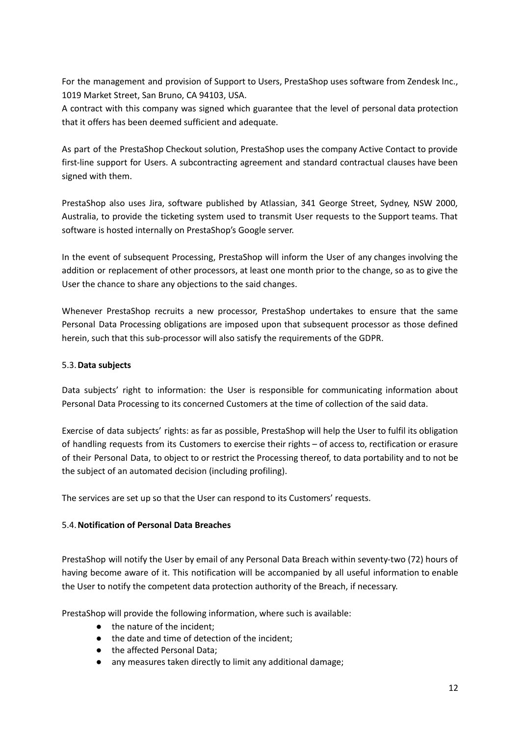For the management and provision of Support to Users, PrestaShop uses software from Zendesk Inc., 1019 Market Street, San Bruno, CA 94103, USA.
A contract with this company was signed which guarantee that the level of personal data protection that it offers has been deemed sufficient and adequate.

As part of the PrestaShop Checkout solution, PrestaShop uses the company Active Contact to provide first-line support for Users. A subcontracting agreement and standard contractual clauses have been signed with them.

PrestaShop also uses Jira, software published by Atlassian, 341 George Street, Sydney, NSW 2000, Australia, to provide the ticketing system used to transmit User requests to the Support teams. That software is hosted internally on PrestaShop's Google server.

In the event of subsequent Processing, PrestaShop will inform the User of any changes involving the addition or replacement of other processors, at least one month prior to the change, so as to give the User the chance to share any objections to the said changes.

Whenever PrestaShop recruits a new processor, PrestaShop undertakes to ensure that the same Personal Data Processing obligations are imposed upon that subsequent processor as those defined herein, such that this sub-processor will also satisfy the requirements of the GDPR.

### 5.3. **Data subjects**

Data subjects' right to information: the User is responsible for communicating information about Personal Data Processing to its concerned Customers at the time of collection of the said data.

Exercise of data subjects' rights: as far as possible, PrestaShop will help the User to fulfil its obligation of handling requests from its Customers to exercise their rights – of access to, rectification or erasure of their Personal Data, to object to or restrict the Processing thereof, to data portability and to not be the subject of an automated decision (including profiling).

The services are set up so that the User can respond to its Customers' requests.

### 5.4. **Notification of Personal Data Breaches**

PrestaShop will notify the User by email of any Personal Data Breach within seventy-two (72) hours of having become aware of it. This notification will be accompanied by all useful information to enable the User to notify the competent data protection authority of the Breach, if necessary.

PrestaShop will provide the following information, where such is available:

- the nature of the incident;
- the date and time of detection of the incident;
- the affected Personal Data;
- any measures taken directly to limit any additional damage;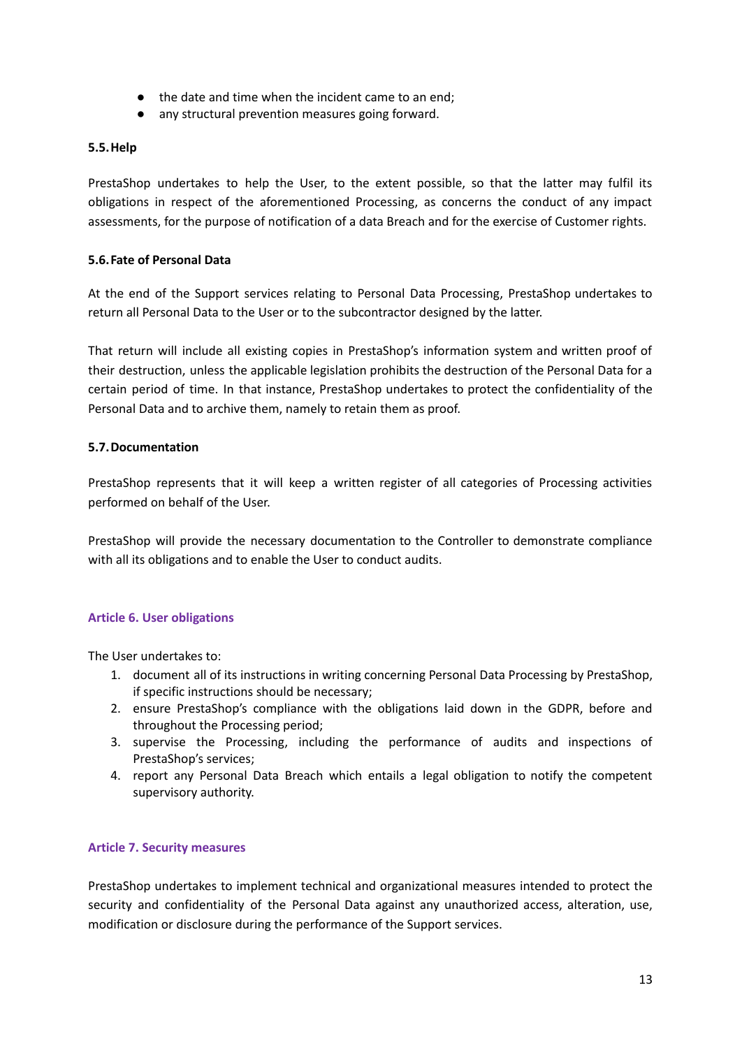- the date and time when the incident came to an end;
- any structural prevention measures going forward.

### 5.5. Help

PrestaShop undertakes to help the User, to the extent possible, so that the latter may fulfil its obligations in respect of the aforementioned Processing, as concerns the conduct of any impact assessments, for the purpose of notification of a data Breach and for the exercise of Customer rights.

### 5.6. Fate of Personal Data

At the end of the Support services relating to Personal Data Processing, PrestaShop undertakes to return all Personal Data to the User or to the subcontractor designed by the latter.

That return will include all existing copies in PrestaShop's information system and written proof of their destruction, unless the applicable legislation prohibits the destruction of the Personal Data for a certain period of time. In that instance, PrestaShop undertakes to protect the confidentiality of the Personal Data and to archive them, namely to retain them as proof.

### 5.7. Documentation

PrestaShop represents that it will keep a written register of all categories of Processing activities performed on behalf of the User.

PrestaShop will provide the necessary documentation to the Controller to demonstrate compliance with all its obligations and to enable the User to conduct audits.

## Article 6. User obligations

The User undertakes to:

1. document all of its instructions in writing concerning Personal Data Processing by PrestaShop, if specific instructions should be necessary;
2. ensure PrestaShop's compliance with the obligations laid down in the GDPR, before and throughout the Processing period;
3. supervise the Processing, including the performance of audits and inspections of PrestaShop's services;
4. report any Personal Data Breach which entails a legal obligation to notify the competent supervisory authority.

## Article 7. Security measures

PrestaShop undertakes to implement technical and organizational measures intended to protect the security and confidentiality of the Personal Data against any unauthorized access, alteration, use, modification or disclosure during the performance of the Support services.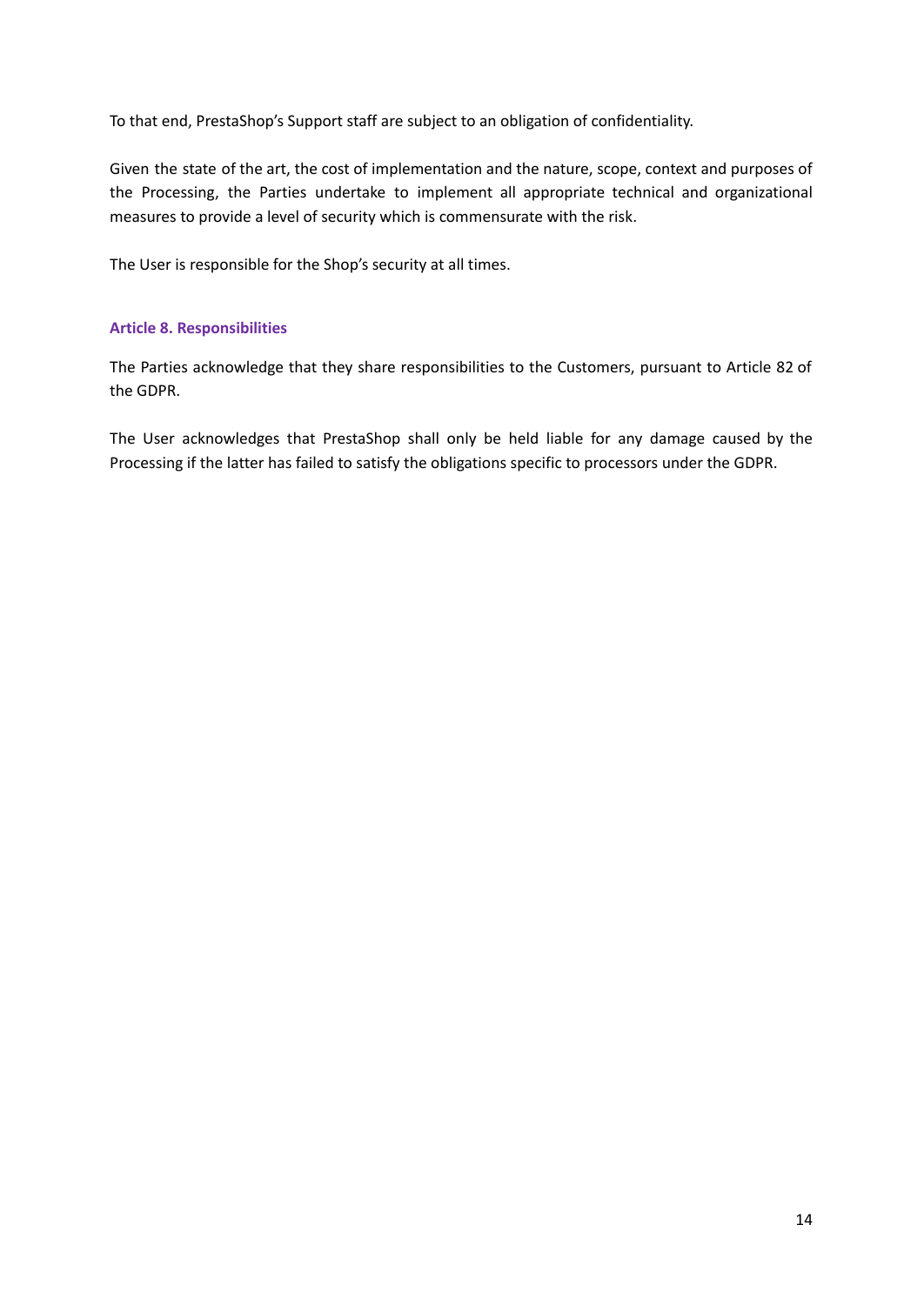To that end, PrestaShop's Support staff are subject to an obligation of confidentiality.

Given the state of the art, the cost of implementation and the nature, scope, context and purposes of the Processing, the Parties undertake to implement all appropriate technical and organizational measures to provide a level of security which is commensurate with the risk.

The User is responsible for the Shop's security at all times.

### Article 8. Responsibilities

The Parties acknowledge that they share responsibilities to the Customers, pursuant to Article 82 of the GDPR.

The User acknowledges that PrestaShop shall only be held liable for any damage caused by the Processing if the latter has failed to satisfy the obligations specific to processors under the GDPR.